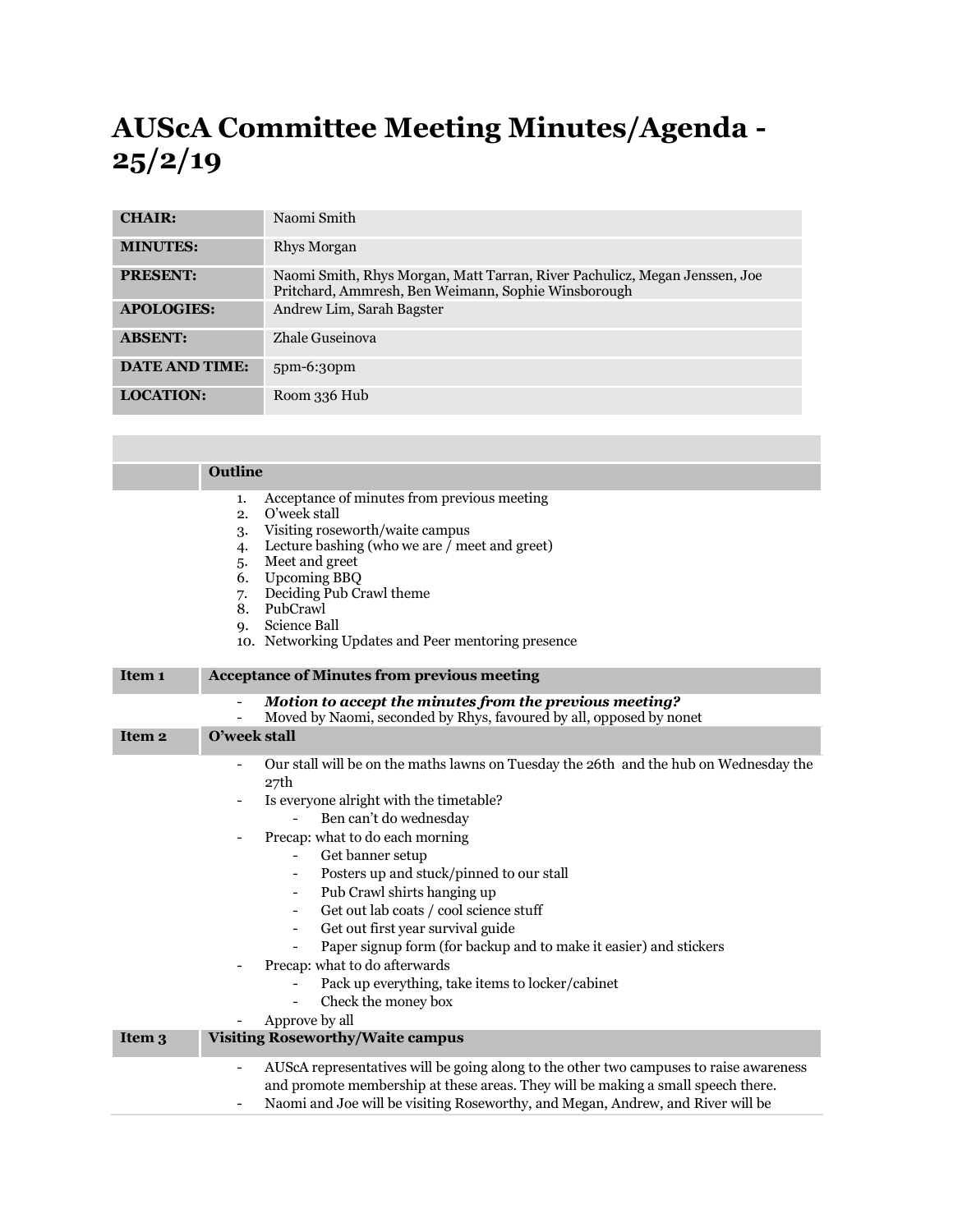# AUScA Committee Meeting Minutes/Agenda - 25/2/19

| | |
|---|---|
| **CHAIR:** | Naomi Smith |
| **MINUTES:** | Rhys Morgan |
| **PRESENT:** | Naomi Smith, Rhys Morgan, Matt Tarran, River Pachulicz, Megan Jenssen, Joe Pritchard, Ammresh, Ben Weimann, Sophie Winsborough |
| **APOLOGIES:** | Andrew Lim, Sarah Bagster |
| **ABSENT:** | Zhale Guseinova |
| **DATE AND TIME:** | 5pm-6:30pm |
| **LOCATION:** | Room 336 Hub |

| | **Outline** |
|---|---|

1. Acceptance of minutes from previous meeting
2. O'week stall
3. Visiting roseworth/waite campus
4. Lecture bashing (who we are / meet and greet)
5. Meet and greet
6. Upcoming BBQ
7. Deciding Pub Crawl theme
8. PubCrawl
9. Science Ball
10. Networking Updates and Peer mentoring presence

| **Item 1** | **Acceptance of Minutes from previous meeting** |
|---|---|

- ***Motion to accept the minutes from the previous meeting?***
- Moved by Naomi, seconded by Rhys, favoured by all, opposed by nonet

| **Item 2** | **O'week stall** |
|---|---|

- Our stall will be on the maths lawns on Tuesday the 26th and the hub on Wednesday the 27th
- Is everyone alright with the timetable?
  - Ben can't do wednesday
- Precap: what to do each morning
  - Get banner setup
  - Posters up and stuck/pinned to our stall
  - Pub Crawl shirts hanging up
  - Get out lab coats / cool science stuff
  - Get out first year survival guide
  - Paper signup form (for backup and to make it easier) and stickers
- Precap: what to do afterwards
  - Pack up everything, take items to locker/cabinet
  - Check the money box
- Approve by all

| **Item 3** | **Visiting Roseworthy/Waite campus** |
|---|---|

- AUScA representatives will be going along to the other two campuses to raise awareness and promote membership at these areas. They will be making a small speech there.
- Naomi and Joe will be visiting Roseworthy, and Megan, Andrew, and River will be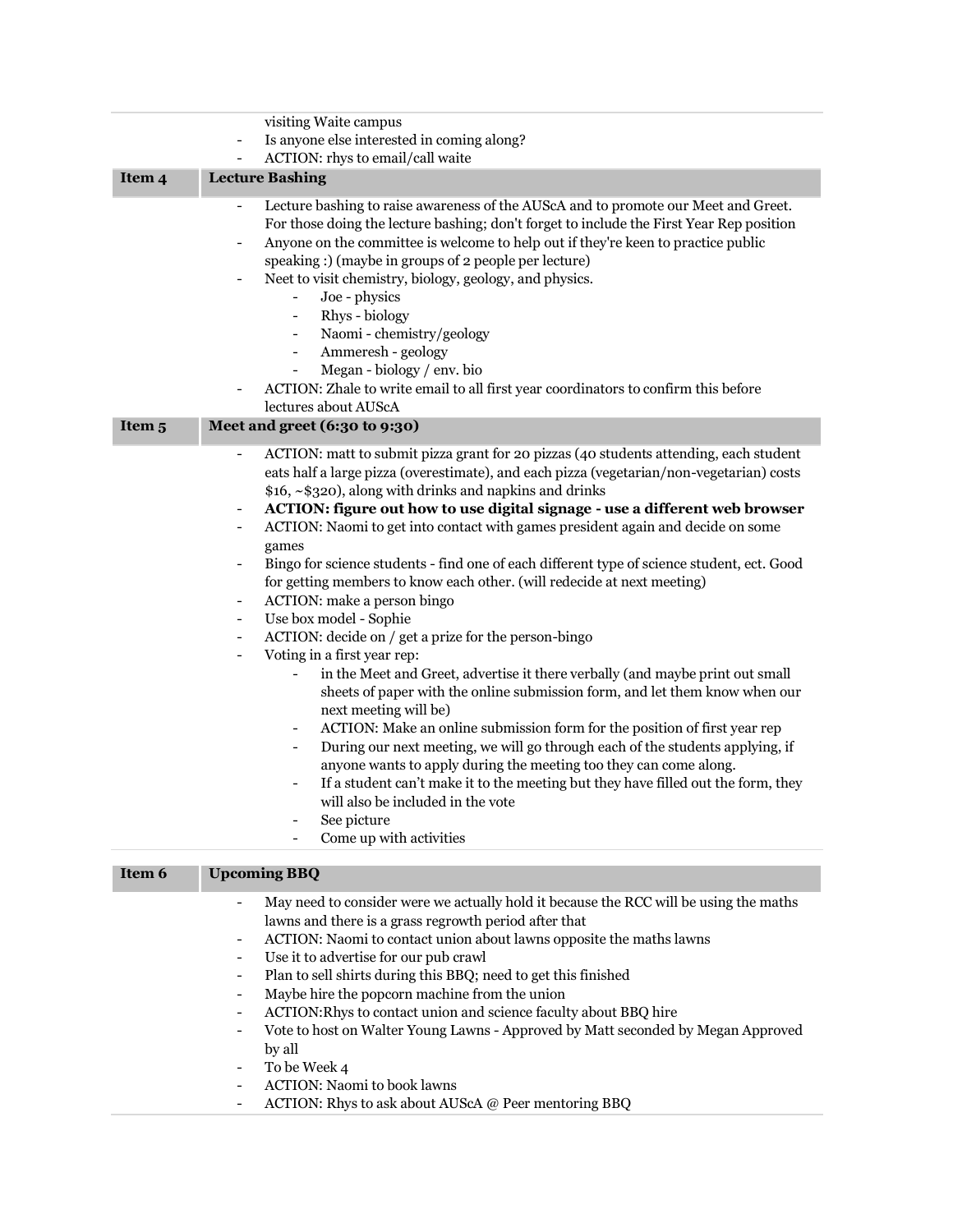- visiting Waite campus
- Is anyone else interested in coming along?
- ACTION: rhys to email/call waite

| Item 4 | Lecture Bashing |
|---|---|

- Lecture bashing to raise awareness of the AUScA and to promote our Meet and Greet. For those doing the lecture bashing; don't forget to include the First Year Rep position
- Anyone on the committee is welcome to help out if they're keen to practice public speaking :) (maybe in groups of 2 people per lecture)
- Neet to visit chemistry, biology, geology, and physics.
  - Joe - physics
  - Rhys - biology
  - Naomi - chemistry/geology
  - Ammeresh - geology
  - Megan - biology / env. bio
- ACTION: Zhale to write email to all first year coordinators to confirm this before lectures about AUScA

| Item 5 | Meet and greet (6:30 to 9:30) |
|---|---|

- ACTION: matt to submit pizza grant for 20 pizzas (40 students attending, each student eats half a large pizza (overestimate), and each pizza (vegetarian/non-vegetarian) costs $16, ~$320), along with drinks and napkins and drinks
- **ACTION: figure out how to use digital signage - use a different web browser**
- ACTION: Naomi to get into contact with games president again and decide on some games
- Bingo for science students - find one of each different type of science student, ect. Good for getting members to know each other. (will redecide at next meeting)
- ACTION: make a person bingo
- Use box model - Sophie
- ACTION: decide on / get a prize for the person-bingo
- Voting in a first year rep:
  - in the Meet and Greet, advertise it there verbally (and maybe print out small sheets of paper with the online submission form, and let them know when our next meeting will be)
  - ACTION: Make an online submission form for the position of first year rep
  - During our next meeting, we will go through each of the students applying, if anyone wants to apply during the meeting too they can come along.
  - If a student can't make it to the meeting but they have filled out the form, they will also be included in the vote
  - See picture
  - Come up with activities

| Item 6 | Upcoming BBQ |
|---|---|

- May need to consider were we actually hold it because the RCC will be using the maths lawns and there is a grass regrowth period after that
- ACTION: Naomi to contact union about lawns opposite the maths lawns
- Use it to advertise for our pub crawl
- Plan to sell shirts during this BBQ; need to get this finished
- Maybe hire the popcorn machine from the union
- ACTION:Rhys to contact union and science faculty about BBQ hire
- Vote to host on Walter Young Lawns - Approved by Matt seconded by Megan Approved by all
- To be Week 4
- ACTION: Naomi to book lawns
- ACTION: Rhys to ask about AUScA @ Peer mentoring BBQ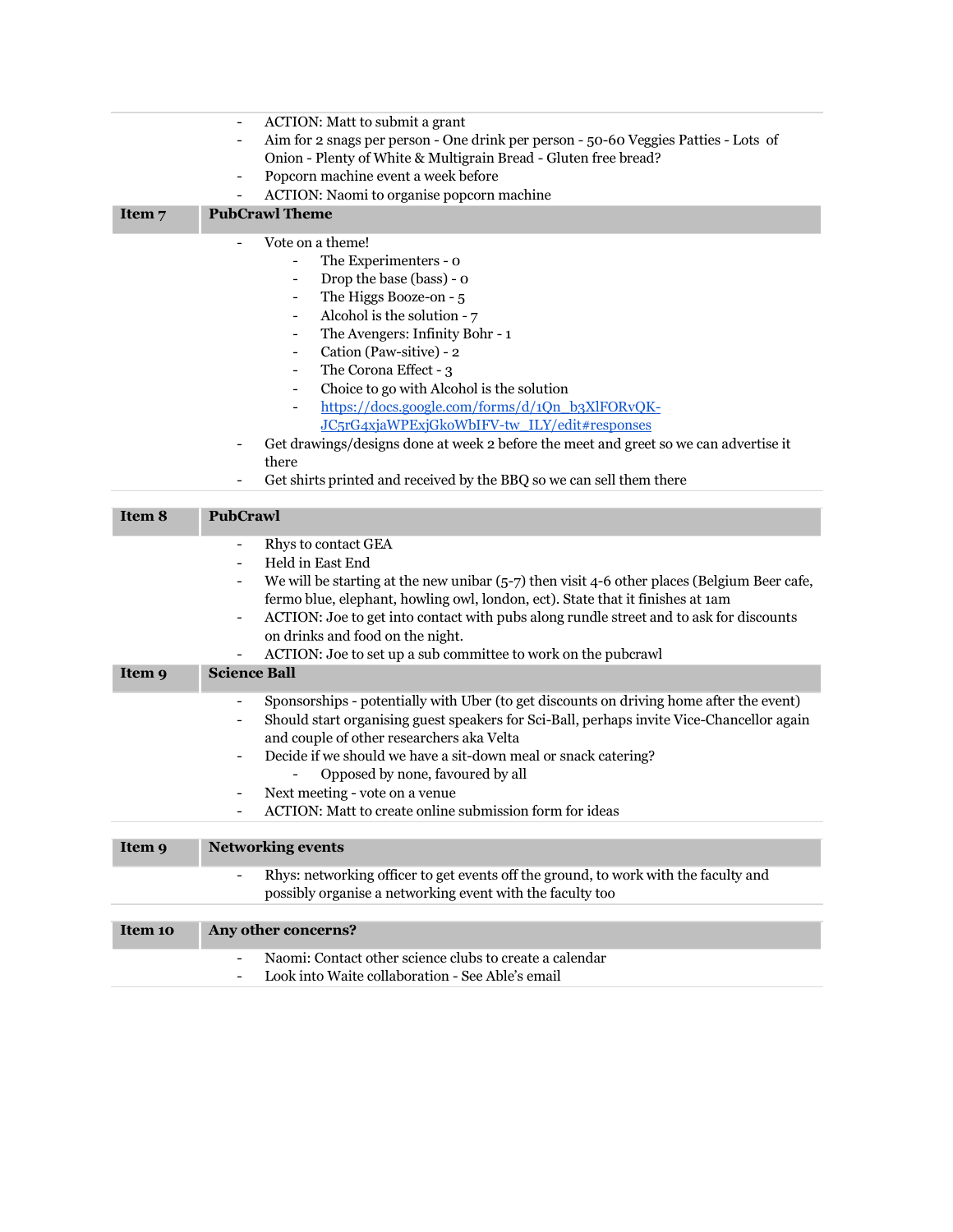- ACTION: Matt to submit a grant
- Aim for 2 snags per person - One drink per person - 50-60 Veggies Patties - Lots of Onion - Plenty of White & Multigrain Bread - Gluten free bread?
- Popcorn machine event a week before
- ACTION: Naomi to organise popcorn machine

| Item 7 | PubCrawl Theme |
|---|---|

- Vote on a theme!
  - The Experimenters - 0
  - Drop the base (bass) - 0
  - The Higgs Booze-on - 5
  - Alcohol is the solution - 7
  - The Avengers: Infinity Bohr - 1
  - Cation (Paw-sitive) - 2
  - The Corona Effect - 3
  - Choice to go with Alcohol is the solution
  - [https://docs.google.com/forms/d/1Qn_b3XlFORvQK-JC5rG4xjaWPExjGkoWbIFV-tw_ILY/edit#responses](https://docs.google.com/forms/d/1Qn_b3XlFORvQK-JC5rG4xjaWPExjGkoWbIFV-tw_ILY/edit#responses)
- Get drawings/designs done at week 2 before the meet and greet so we can advertise it there
- Get shirts printed and received by the BBQ so we can sell them there

| Item 8 | PubCrawl |
|---|---|

- Rhys to contact GEA
- Held in East End
- We will be starting at the new unibar (5-7) then visit 4-6 other places (Belgium Beer cafe, fermo blue, elephant, howling owl, london, ect). State that it finishes at 1am
- ACTION: Joe to get into contact with pubs along rundle street and to ask for discounts on drinks and food on the night.
- ACTION: Joe to set up a sub committee to work on the pubcrawl

| Item 9 | Science Ball |
|---|---|

- Sponsorships - potentially with Uber (to get discounts on driving home after the event)
- Should start organising guest speakers for Sci-Ball, perhaps invite Vice-Chancellor again and couple of other researchers aka Velta
- Decide if we should we have a sit-down meal or snack catering?
  - Opposed by none, favoured by all
- Next meeting - vote on a venue
- ACTION: Matt to create online submission form for ideas

| Item 9 | Networking events |
|---|---|

- Rhys: networking officer to get events off the ground, to work with the faculty and possibly organise a networking event with the faculty too

| Item 10 | Any other concerns? |
|---|---|

- Naomi: Contact other science clubs to create a calendar
- Look into Waite collaboration - See Able's email